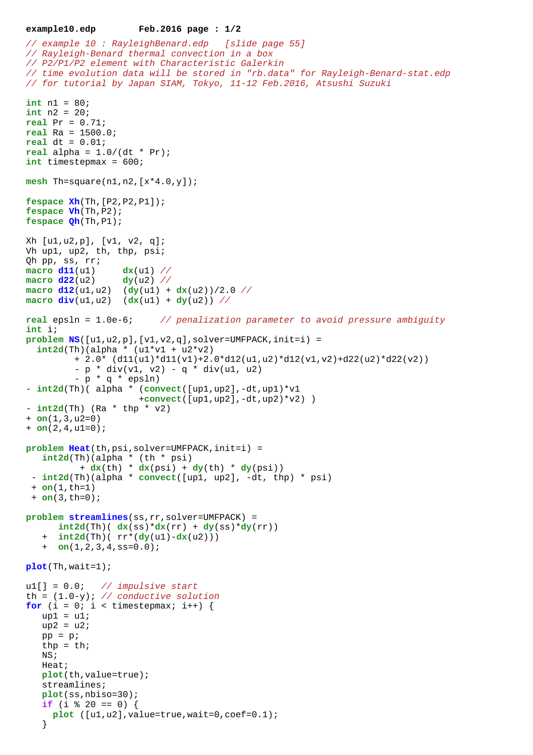```
// example 10 : RayleighBenard.edp   [slide page 55]
// Rayleigh-Benard thermal convection in a box
// P2/P1/P2 element with Characteristic Galerkin
// time evolution data will be stored in "rb.data" for Rayleigh-Benard-stat.edp
// for tutorial by Japan SIAM, Tokyo, 11-12 Feb.2016, Atsushi Suzuki

int n1 = 80;
int n2 = 20;
real Pr = 0.71;
real Ra = 1500.0;
real dt = 0.01;
real alpha = 1.0/(dt * Pr);
int timestepmax = 600;

mesh Th=square(n1,n2,[x*4.0,y]);

fespace Xh(Th,[P2,P2,P1]);
fespace Vh(Th,P2);
fespace Qh(Th,P1);

Xh [u1,u2,p], [v1, v2, q];
Vh up1, up2, th, thp, psi;
Qh pp, ss, rr;
macro d11(u1)     dx(u1) //
macro d22(u2)     dy(u2) //
macro d12(u1,u2)  (dy(u1) + dx(u2))/2.0 //
macro div(u1,u2)  (dx(u1) + dy(u2)) //

real epsln = 1.0e-6;     // penalization parameter to avoid pressure ambiguity
int i;
problem NS([u1,u2,p],[v1,v2,q],solver=UMFPACK,init=i) =
  int2d(Th)(alpha * (u1*v1 + u2*v2)
         + 2.0* (d11(u1)*d11(v1)+2.0*d12(u1,u2)*d12(v1,v2)+d22(u2)*d22(v2))
         - p * div(v1, v2) - q * div(u1, u2)
         - p * q * epsln)
- int2d(Th)( alpha * (convect([up1,up2],-dt,up1)*v1
                     +convect([up1,up2],-dt,up2)*v2) )
- int2d(Th) (Ra * thp * v2)
+ on(1,3,u2=0)
+ on(2,4,u1=0);

problem Heat(th,psi,solver=UMFPACK,init=i) =
   int2d(Th)(alpha * (th * psi)
          + dx(th) * dx(psi) + dy(th) * dy(psi))
 - int2d(Th)(alpha * convect([up1, up2], -dt, thp) * psi)
 + on(1,th=1)
 + on(3,th=0);

problem streamlines(ss,rr,solver=UMFPACK) =
      int2d(Th)( dx(ss)*dx(rr) + dy(ss)*dy(rr))
   +  int2d(Th)( rr*(dy(u1)-dx(u2)))
   +  on(1,2,3,4,ss=0.0);

plot(Th,wait=1);

u1[] = 0.0;   // impulsive start
th = (1.0-y); // conductive solution
for (i = 0; i < timestepmax; i++) {
   up1 = u1;
   up2 = u2;
   pp = p;
   thp = th;
   NS;
   Heat;
   plot(th,value=true);
   streamlines;
   plot(ss,nbiso=30);
   if (i % 20 == 0) {
     plot ([u1,u2],value=true,wait=0,coef=0.1);
   }
```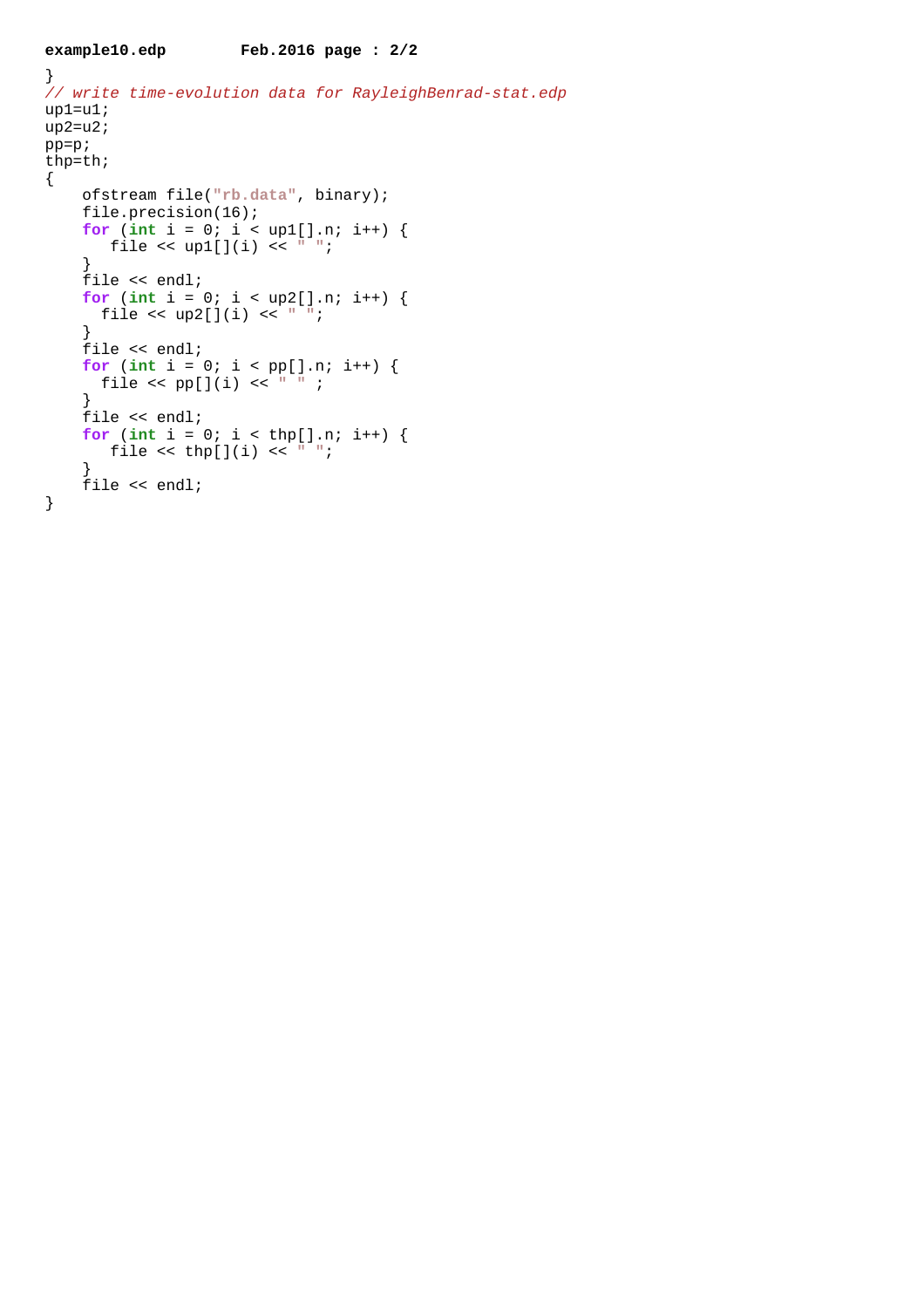```
}
// write time-evolution data for RayleighBenrad-stat.edp
up1=u1;
up2=u2;
pp=p;
thp=th;
{
    ofstream file("rb.data", binary);
    file.precision(16);
    for (int i = 0; i < up1[].n; i++) {
       file << up1[](i) << " ";
    }
    file << endl;
    for (int i = 0; i < up2[].n; i++) {
      file << up2[](i) << " ";
    }
    file << endl;
    for (int i = 0; i < pp[].n; i++) {
      file << pp[](i) << " " ;
    }
    file << endl;
    for (int i = 0; i < thp[].n; i++) {
       file << thp[](i) << " ";
    }
    file << endl;
}
```